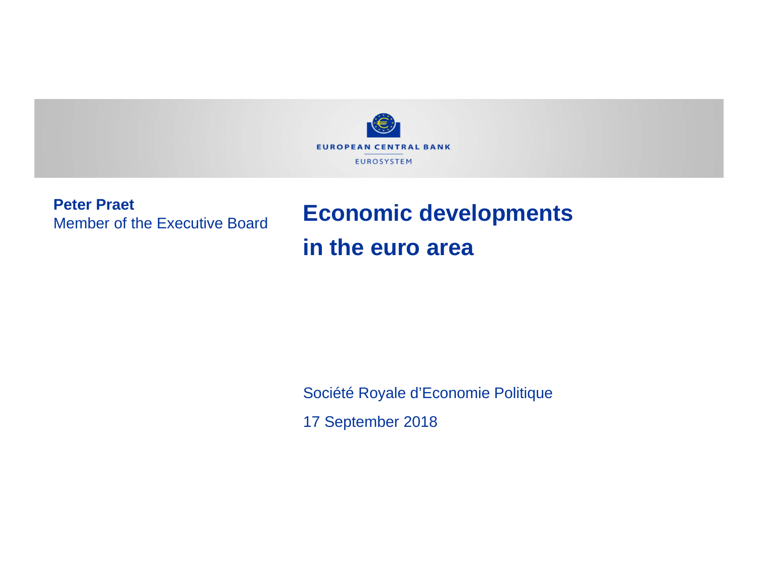EUROPEAN CENTRAL BANK

EUROSYSTEM

**Peter Praet**
Member of the Executive Board

# Economic developments in the euro area

Société Royale d'Economie Politique

17 September 2018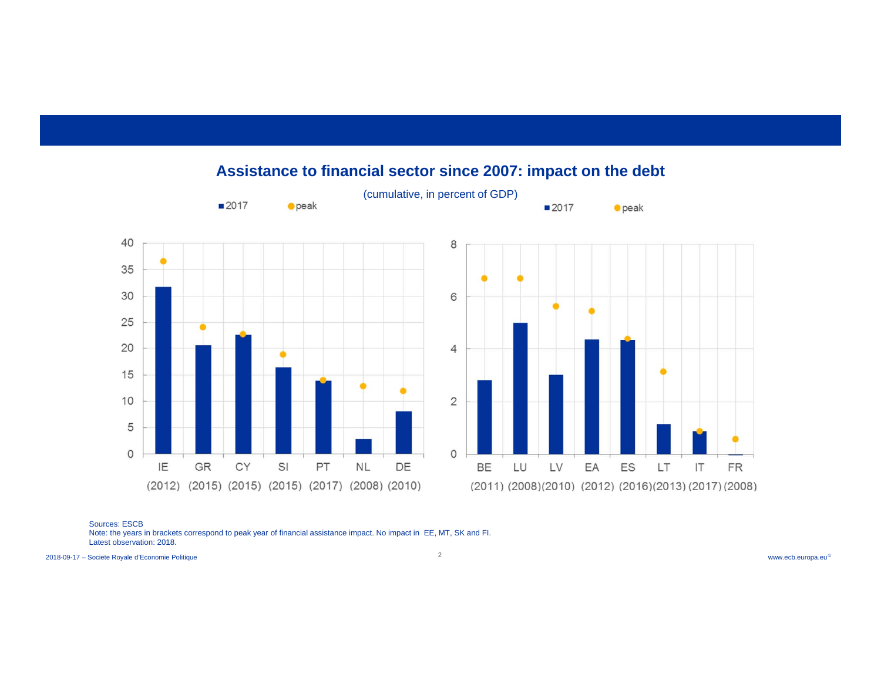## Assistance to financial sector since 2007: impact on the debt

(cumulative, in percent of GDP)

■ 2017 ● peak

| Country | 2017 | peak |
|---|---|---|
| IE (2012) | | |
| GR (2015) | | |
| CY (2015) | | |
| SI (2015) | | |
| PT (2017) | | |
| NL (2008) | | |
| DE (2010) | | |

■ 2017 ● peak

| Country | 2017 | peak |
|---|---|---|
| BE (2011) | | |
| LU (2008) | | |
| LV (2010) | | |
| EA (2012) | | |
| ES (2016) | | |
| LT (2013) | | |
| IT (2017) | | |
| FR (2008) | | |

Sources: ESCB
Note: the years in brackets correspond to peak year of financial assistance impact. No impact in EE, MT, SK and FI.
Latest observation: 2018.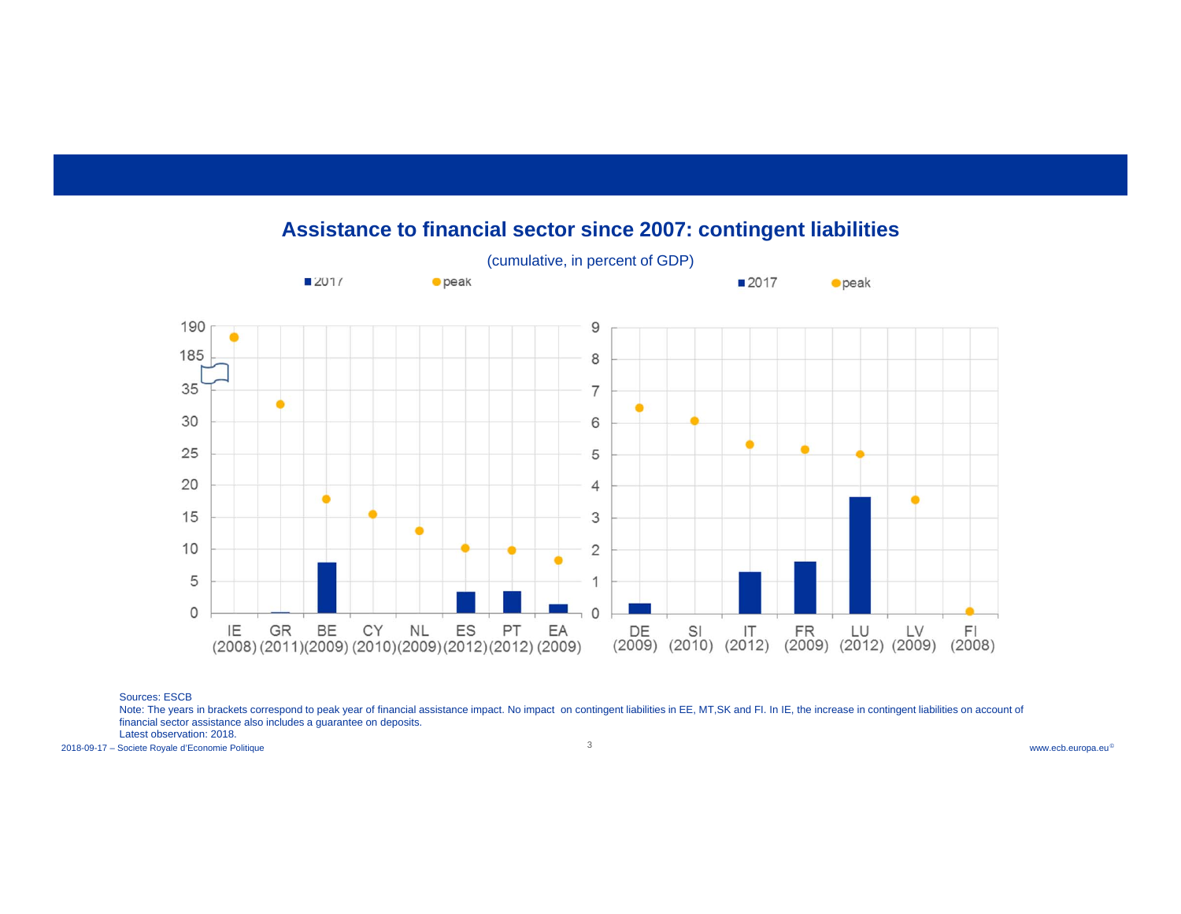## Assistance to financial sector since 2007: contingent liabilities

(cumulative, in percent of GDP)

■ 2017 ● peak

| Country (peak year) | 2017 | peak |
|---|---|---|
| IE (2008) | | ~188 |
| GR (2011) | ~0.2 | ~32.5 |
| BE (2009) | ~8 | ~18 |
| CY (2010) | | ~15.5 |
| NL (2009) | | ~13 |
| ES (2012) | ~3.5 | ~10 |
| PT (2012) | ~3.5 | ~10 |
| EA (2009) | ~1.5 | ~8 |

■ 2017 ● peak

| Country (peak year) | 2017 | peak |
|---|---|---|
| DE (2009) | ~0.3 | ~6.5 |
| SI (2010) | | ~6.1 |
| IT (2012) | ~1.3 | ~5.3 |
| FR (2009) | ~1.6 | ~5.2 |
| LU (2012) | ~3.7 | ~5.0 |
| LV (2009) | | ~3.6 |
| FI (2008) | | ~0.1 |

Sources: ESCB

Note: The years in brackets correspond to peak year of financial assistance impact. No impact on contingent liabilities in EE, MT,SK and FI. In IE, the increase in contingent liabilities on account of financial sector assistance also includes a guarantee on deposits.

Latest observation: 2018.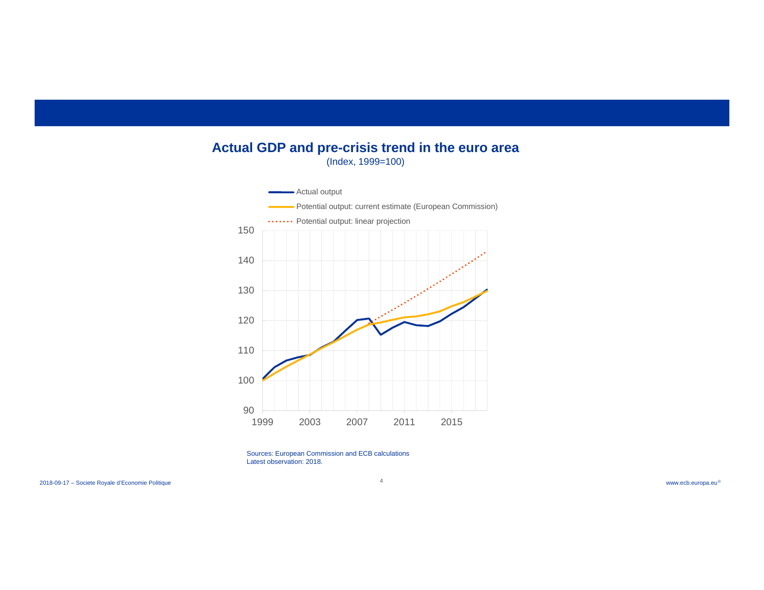## Actual GDP and pre-crisis trend in the euro area

(Index, 1999=100)

Sources: European Commission and ECB calculations
Latest observation: 2018.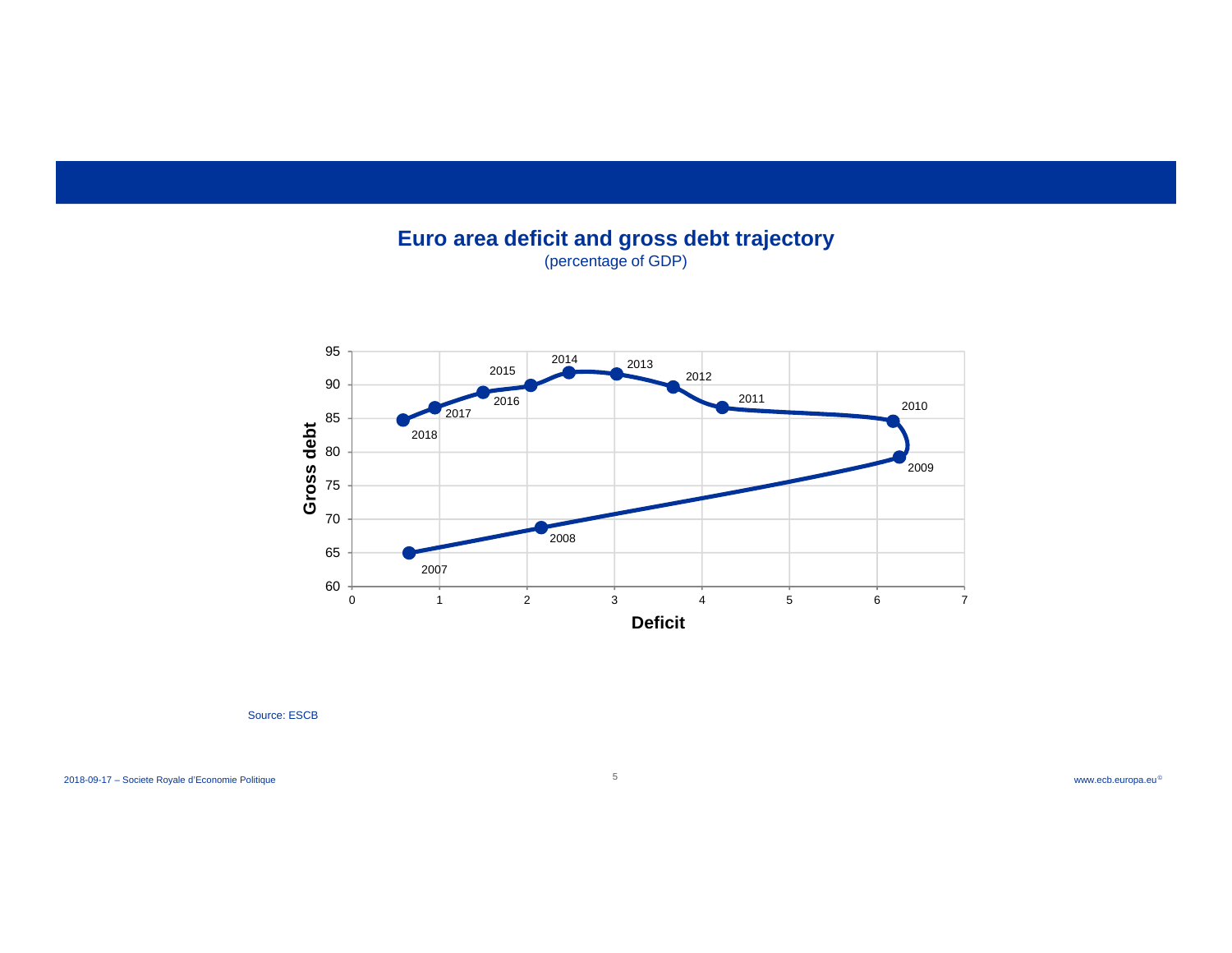## Euro area deficit and gross debt trajectory

(percentage of GDP)

| Year | Deficit | Gross debt |
| --- | --- | --- |
| 2007 | 0.6 | 65.0 |
| 2008 | 2.2 | 68.7 |
| 2009 | 6.3 | 79.3 |
| 2010 | 6.2 | 84.6 |
| 2011 | 4.2 | 86.7 |
| 2012 | 3.7 | 89.7 |
| 2013 | 3.0 | 91.6 |
| 2014 | 2.5 | 91.9 |
| 2015 | 2.0 | 89.9 |
| 2016 | 1.5 | 88.9 |
| 2017 | 1.0 | 86.6 |
| 2018 | 0.6 | 84.8 |

Source: ESCB

2018-09-17 – Societe Royale d'Economie Politique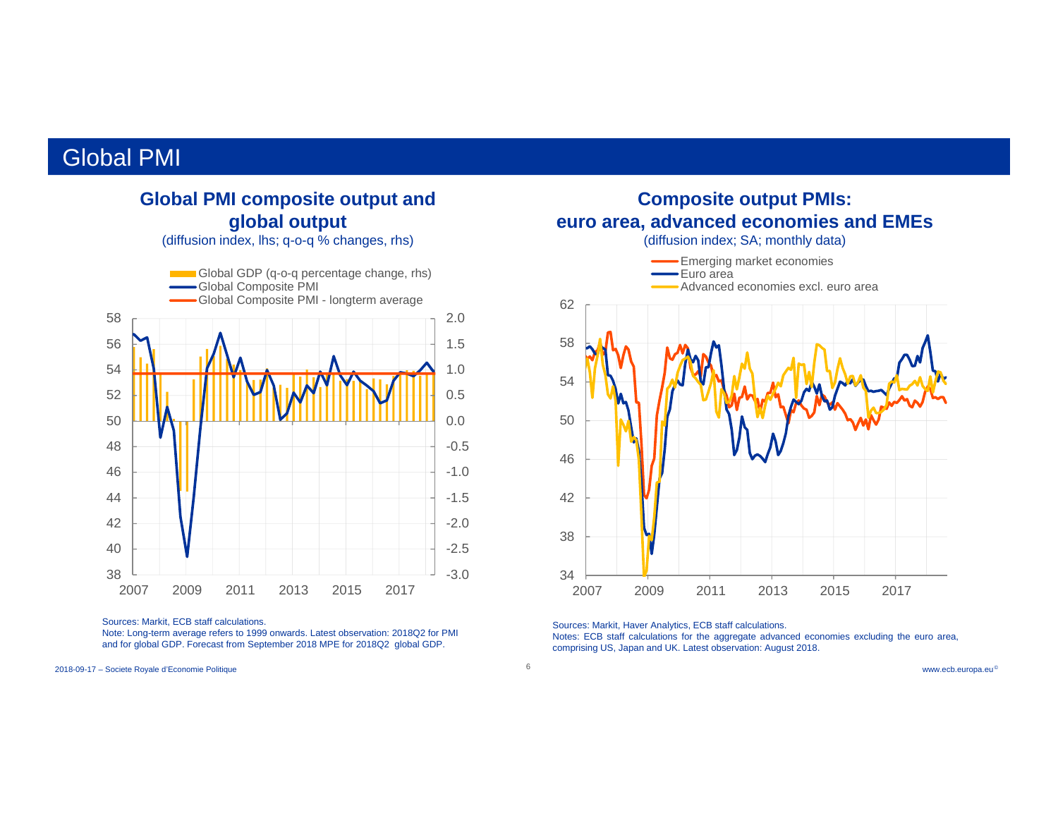# Global PMI

## Global PMI composite output and global output

(diffusion index, lhs; q-o-q % changes, rhs)

- Global GDP (q-o-q percentage change, rhs)
- Global Composite PMI
- Global Composite PMI - longterm average

Sources: Markit, ECB staff calculations.
Note: Long-term average refers to 1999 onwards. Latest observation: 2018Q2 for PMI and for global GDP. Forecast from September 2018 MPE for 2018Q2 global GDP.

## Composite output PMIs: euro area, advanced economies and EMEs

(diffusion index; SA; monthly data)

- Emerging market economies
- Euro area
- Advanced economies excl. euro area

Sources: Markit, Haver Analytics, ECB staff calculations.
Notes: ECB staff calculations for the aggregate advanced economies excluding the euro area, comprising US, Japan and UK. Latest observation: August 2018.

2018-09-17 – Societe Royale d'Economie Politique

www.ecb.europa.eu©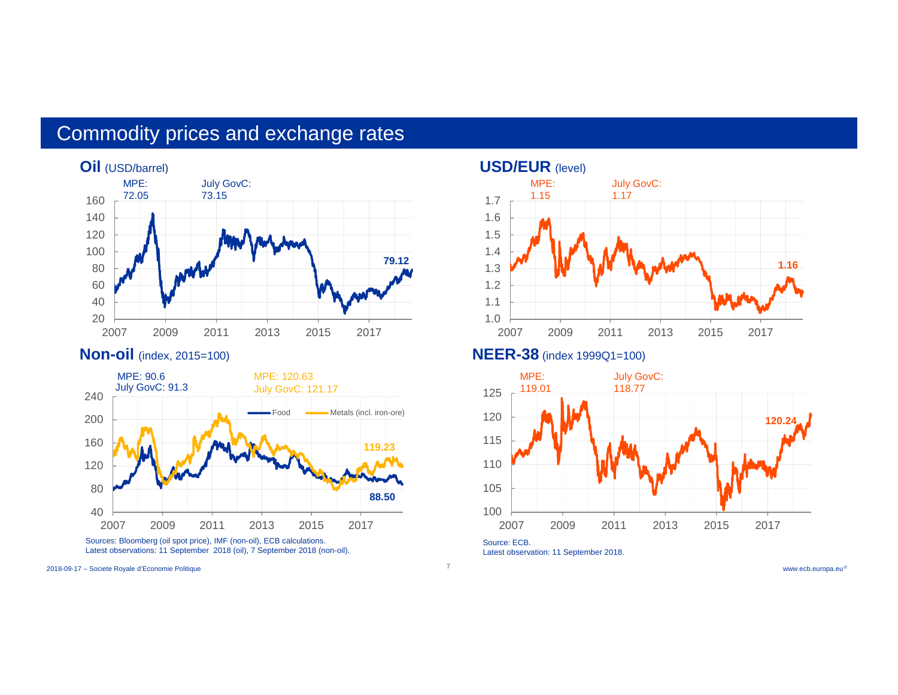# Commodity prices and exchange rates

## Oil (USD/barrel)

MPE: 72.05

July GovC: 73.15

Latest: 79.12

## USD/EUR (level)

MPE: 1.15

July GovC: 1.17

Latest: 1.16

## Non-oil (index, 2015=100)

Food — MPE: 90.6, July GovC: 91.3, Latest: 88.50

Metals (incl. iron-ore) — MPE: 120.63, July GovC: 121.17, Latest: 119.23

Sources: Bloomberg (oil spot price), IMF (non-oil), ECB calculations.
Latest observations: 11 September 2018 (oil), 7 September 2018 (non-oil).

## NEER-38 (index 1999Q1=100)

MPE: 119.01

July GovC: 118.77

Latest: 120.24

Source: ECB.
Latest observation: 11 September 2018.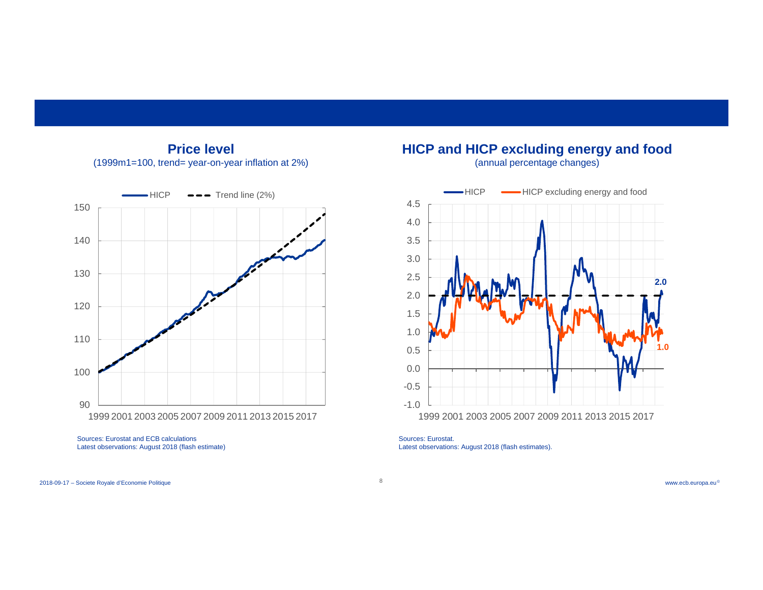## Price level

(1999m1=100, trend= year-on-year inflation at 2%)

Sources: Eurostat and ECB calculations
Latest observations: August 2018 (flash estimate)

## HICP and HICP excluding energy and food

(annual percentage changes)

Sources: Eurostat.
Latest observations: August 2018 (flash estimates).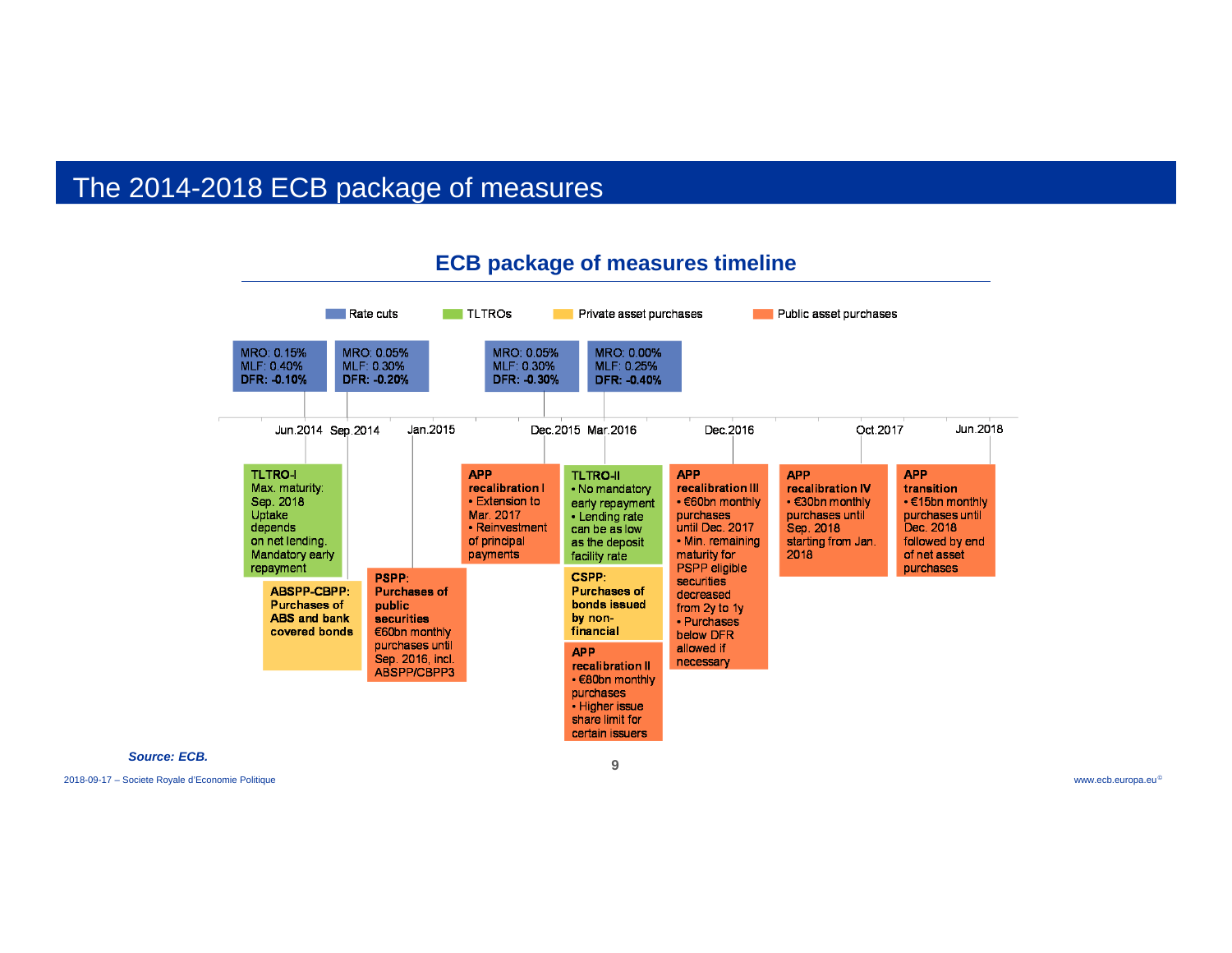# The 2014-2018 ECB package of measures

## ECB package of measures timeline

Legend: Rate cuts | TLTROs | Private asset purchases | Public asset purchases

**Rate cuts**

| Date | MRO | MLF | DFR |
|---|---|---|---|
| Jun.2014 | 0.15% | 0.40% | **-0.10%** |
| Sep.2014 | 0.05% | 0.30% | **-0.20%** |
| Dec.2015 | 0.05% | 0.30% | **-0.30%** |
| Mar.2016 | 0.00% | 0.25% | **-0.40%** |

**Jun.2014**

**TLTRO-I**
Max. maturity: Sep. 2018
Uptake depends on net lending.
Mandatory early repayment

**Sep.2014**

**ABSPP-CBPP: Purchases of ABS and bank covered bonds**

**Jan.2015**

**PSPP: Purchases of public securities**
€60bn monthly purchases until Sep. 2016, incl. ABSPP/CBPP3

**Dec.2015**

**APP recalibration I**
- Extension to Mar. 2017
- Reinvestment of principal payments

**Mar.2016**

**TLTRO-II**
- No mandatory early repayment
- Lending rate can be as low as the deposit facility rate

**CSPP: Purchases of bonds issued by non-financial**

**APP recalibration II**
- €80bn monthly purchases
- Higher issue share limit for certain issuers

**Dec.2016**

**APP recalibration III**
- €60bn monthly purchases until Dec. 2017
- Min. remaining maturity for PSPP eligible securities decreased from 2y to 1y
- Purchases below DFR allowed if necessary

**Oct.2017**

**APP recalibration IV**
- €30bn monthly purchases until Sep. 2018 starting from Jan. 2018

**Jun.2018**

**APP transition**
- €15bn monthly purchases until Dec. 2018 followed by end of net asset purchases

***Source: ECB.***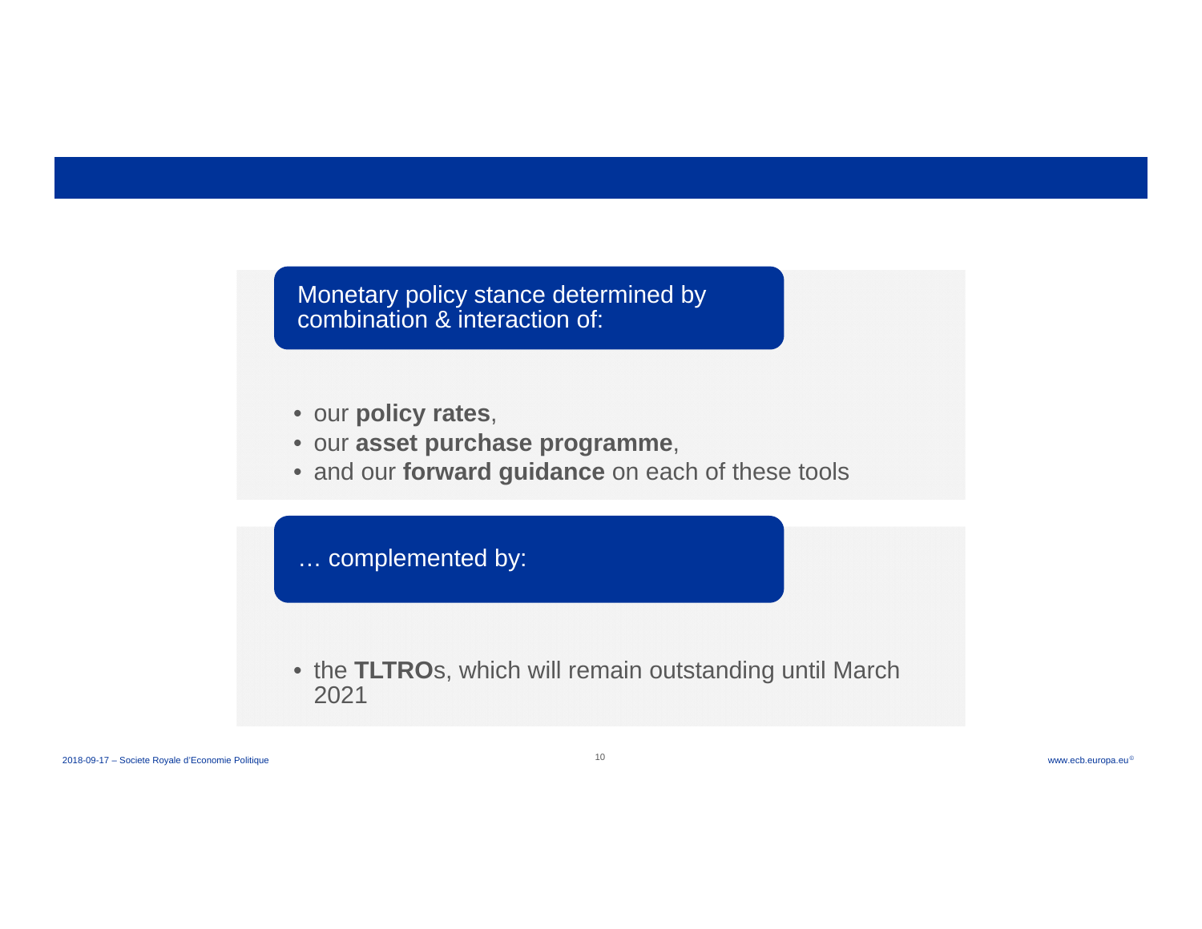Monetary policy stance determined by combination & interaction of:

- our **policy rates**,
- our **asset purchase programme**,
- and our **forward guidance** on each of these tools

… complemented by:

- the **TLTRO**s, which will remain outstanding until March 2021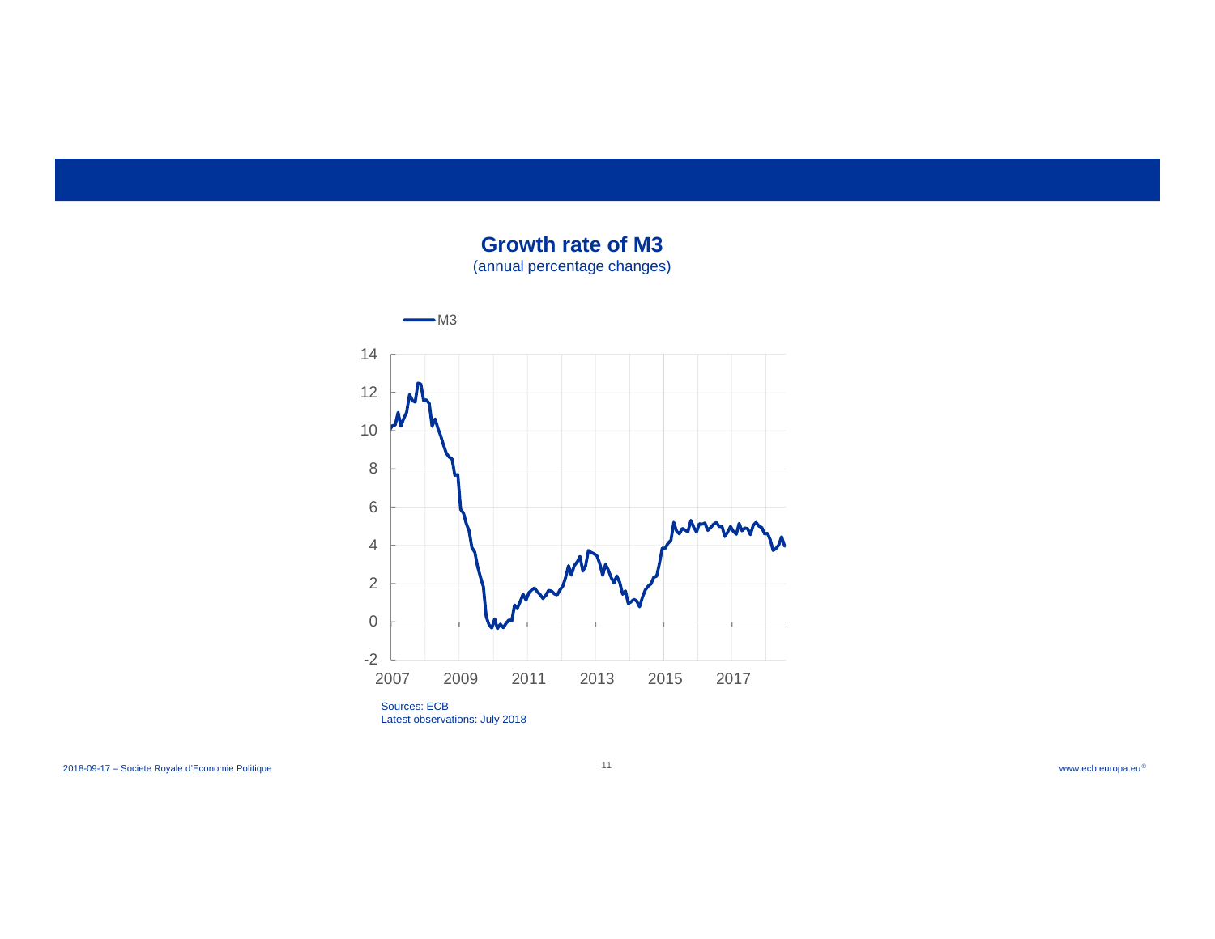**Growth rate of M3**

(annual percentage changes)

Sources: ECB
Latest observations: July 2018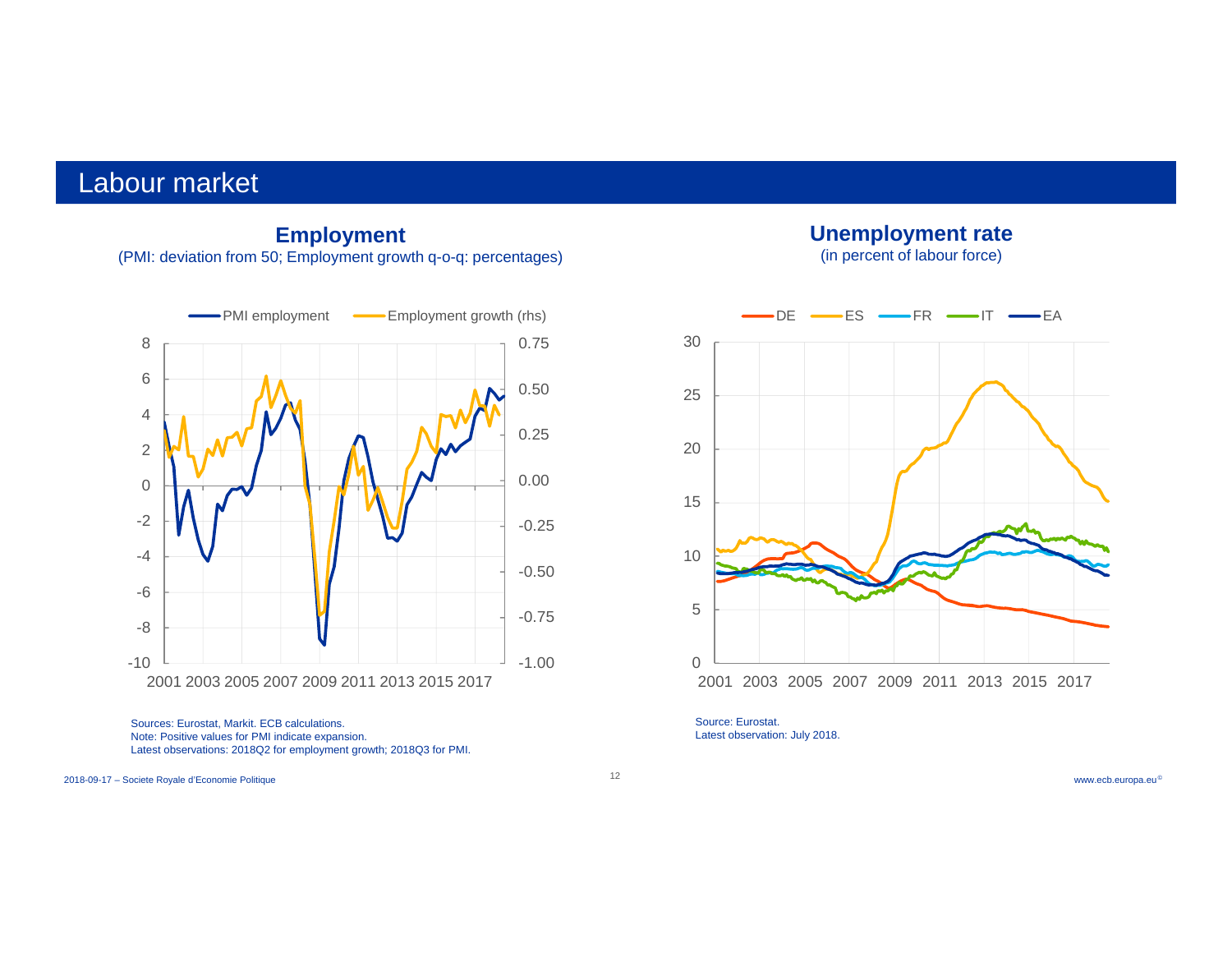# Labour market

## Employment

(PMI: deviation from 50; Employment growth q-o-q: percentages)

Sources: Eurostat, Markit. ECB calculations.
Note: Positive values for PMI indicate expansion.
Latest observations: 2018Q2 for employment growth; 2018Q3 for PMI.

## Unemployment rate

(in percent of labour force)

Source: Eurostat.
Latest observation: July 2018.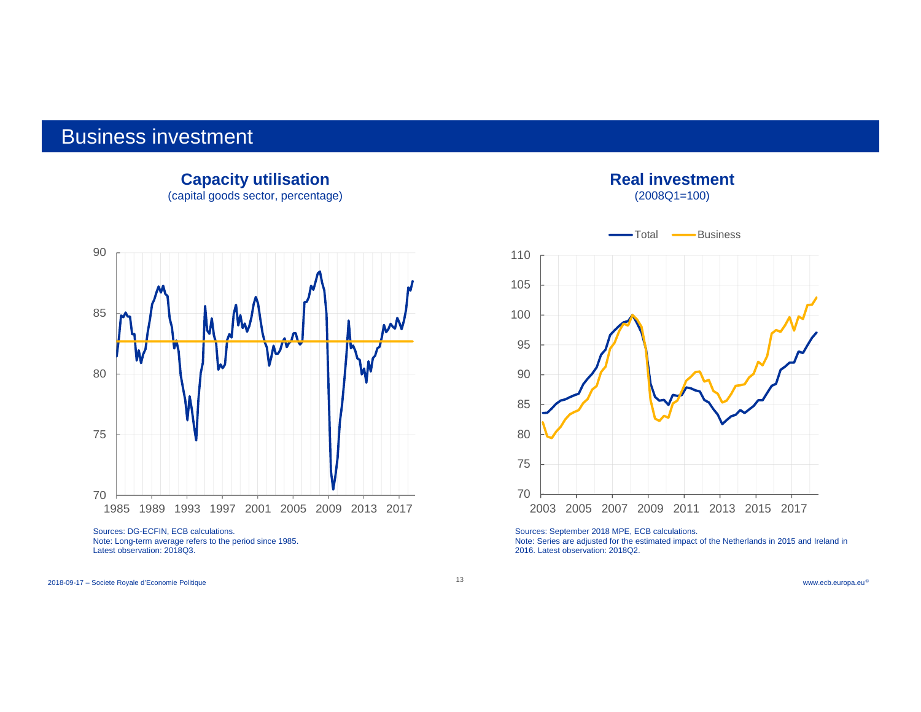# Business investment

**Capacity utilisation**
(capital goods sector, percentage)

Sources: DG-ECFIN, ECB calculations.
Note: Long-term average refers to the period since 1985.
Latest observation: 2018Q3.

**Real investment**
(2008Q1=100)

Sources: September 2018 MPE, ECB calculations.
Note: Series are adjusted for the estimated impact of the Netherlands in 2015 and Ireland in 2016. Latest observation: 2018Q2.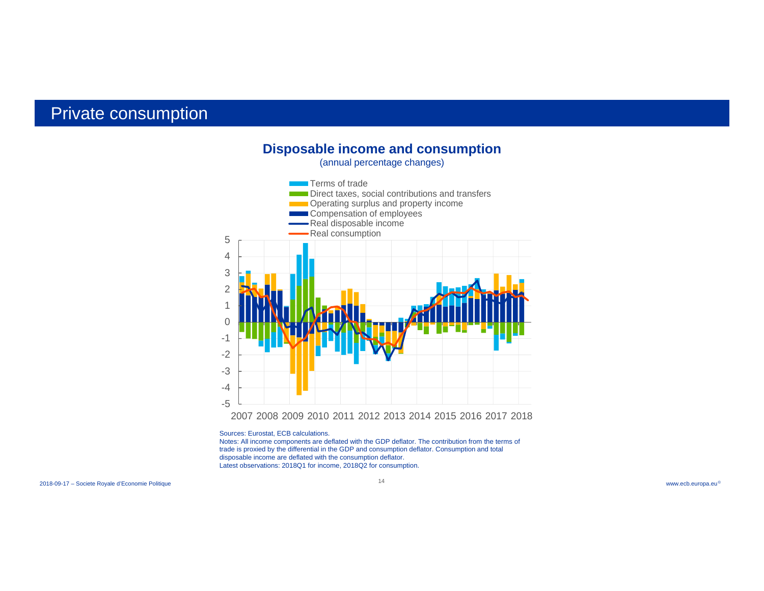# Private consumption

## Disposable income and consumption

(annual percentage changes)

Sources: Eurostat, ECB calculations.

Notes: All income components are deflated with the GDP deflator. The contribution from the terms of trade is proxied by the differential in the GDP and consumption deflator. Consumption and total disposable income are deflated with the consumption deflator.

Latest observations: 2018Q1 for income, 2018Q2 for consumption.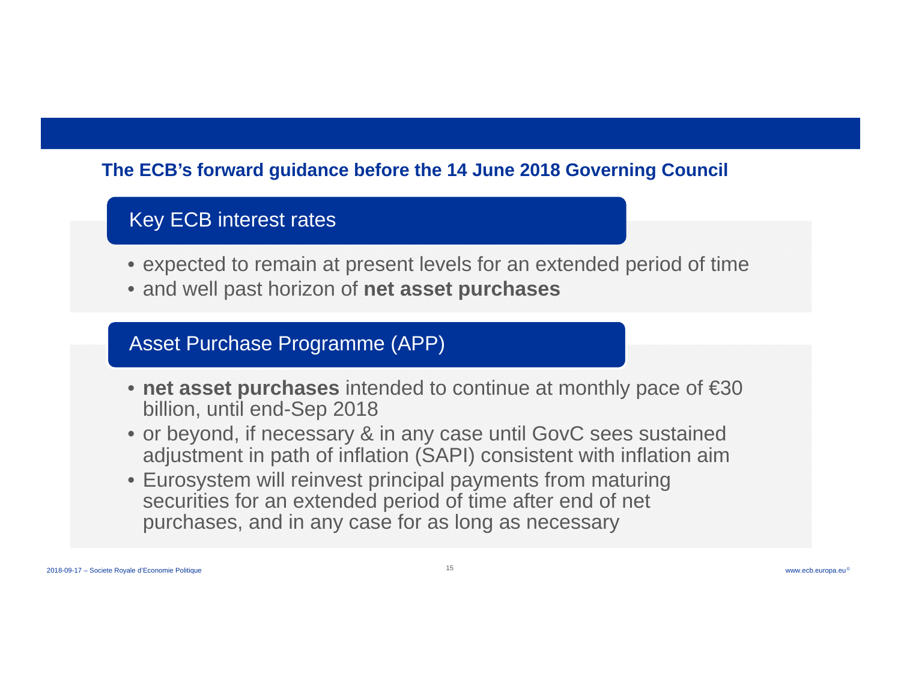## The ECB's forward guidance before the 14 June 2018 Governing Council

### Key ECB interest rates

- expected to remain at present levels for an extended period of time
- and well past horizon of **net asset purchases**

### Asset Purchase Programme (APP)

- **net asset purchases** intended to continue at monthly pace of €30 billion, until end-Sep 2018
- or beyond, if necessary & in any case until GovC sees sustained adjustment in path of inflation (SAPI) consistent with inflation aim
- Eurosystem will reinvest principal payments from maturing securities for an extended period of time after end of net purchases, and in any case for as long as necessary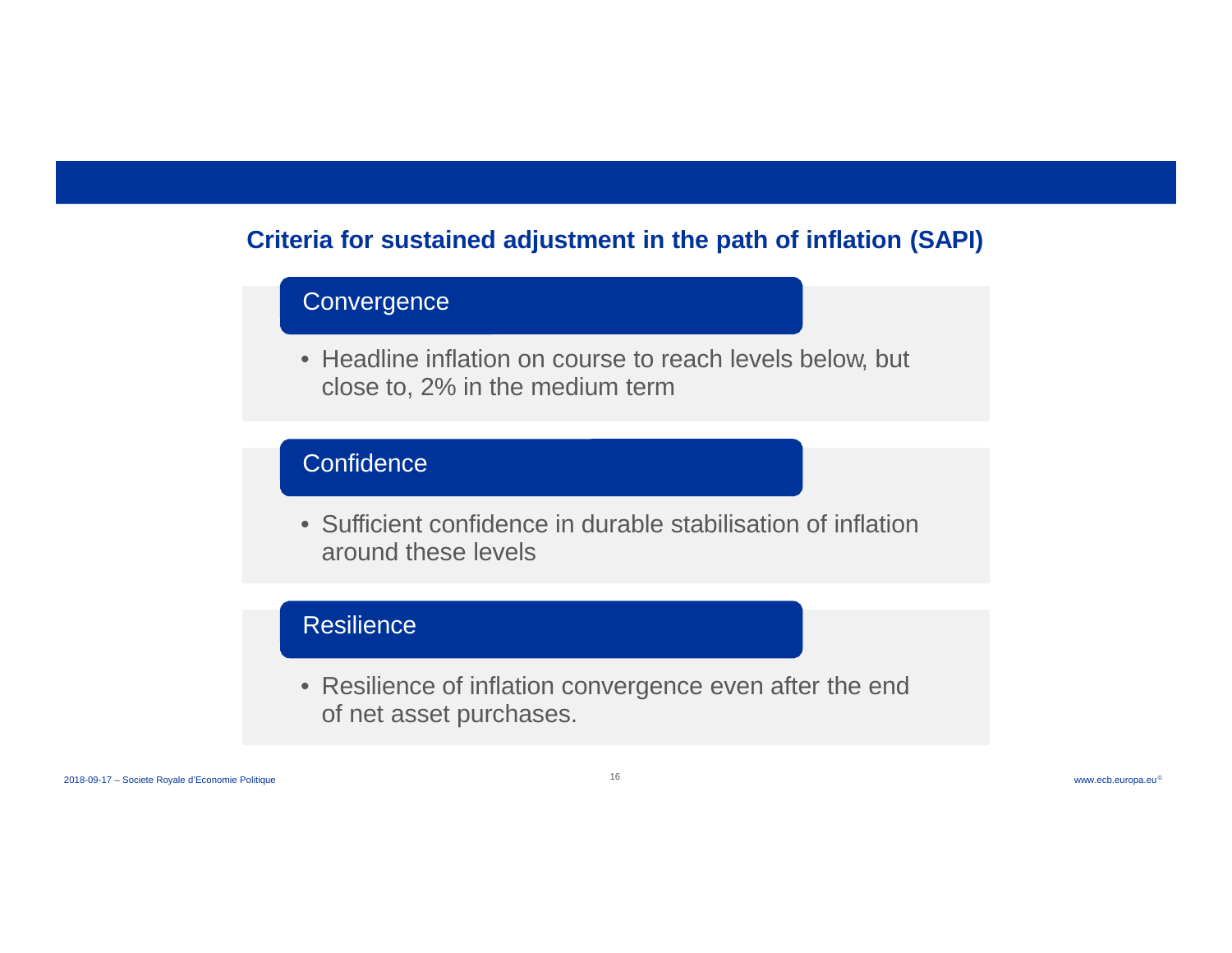## Criteria for sustained adjustment in the path of inflation (SAPI)

### Convergence

- Headline inflation on course to reach levels below, but close to, 2% in the medium term

### Confidence

- Sufficient confidence in durable stabilisation of inflation around these levels

### Resilience

- Resilience of inflation convergence even after the end of net asset purchases.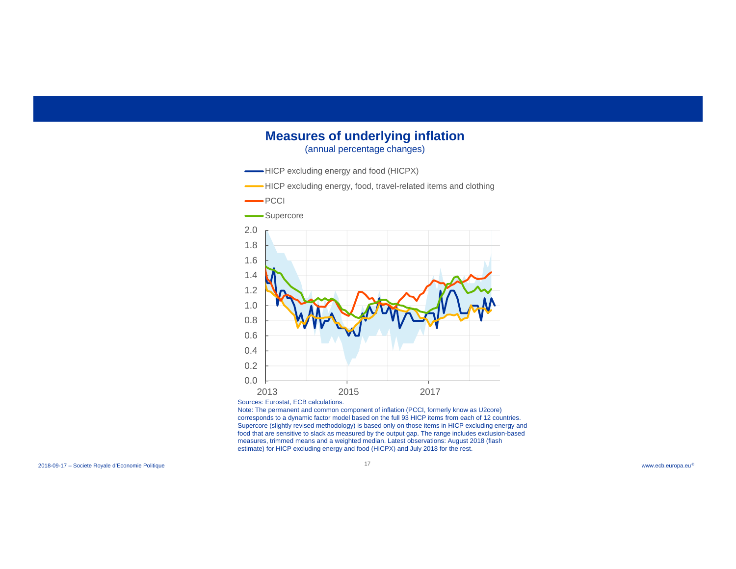## Measures of underlying inflation

(annual percentage changes)

- HICP excluding energy and food (HICPX)
- HICP excluding energy, food, travel-related items and clothing
- PCCI
- Supercore

Sources: Eurostat, ECB calculations.

Note: The permanent and common component of inflation (PCCI, formerly know as U2core) corresponds to a dynamic factor model based on the full 93 HICP items from each of 12 countries. Supercore (slightly revised methodology) is based only on those items in HICP excluding energy and food that are sensitive to slack as measured by the output gap. The range includes exclusion-based measures, trimmed means and a weighted median. Latest observations: August 2018 (flash estimate) for HICP excluding energy and food (HICPX) and July 2018 for the rest.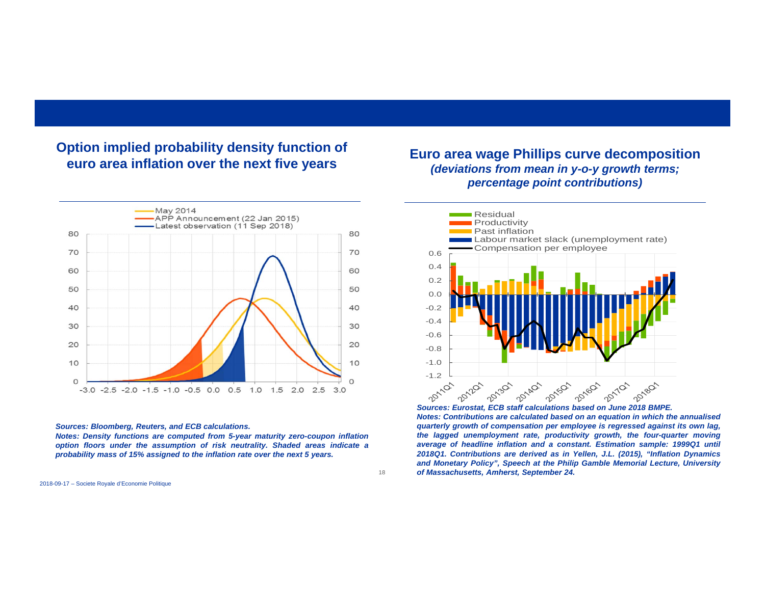## Option implied probability density function of euro area inflation over the next five years

*Sources: Bloomberg, Reuters, and ECB calculations.*
*Notes: Density functions are computed from 5-year maturity zero-coupon inflation option floors under the assumption of risk neutrality. Shaded areas indicate a probability mass of 15% assigned to the inflation rate over the next 5 years.*

## Euro area wage Phillips curve decomposition

*(deviations from mean in y-o-y growth terms; percentage point contributions)*

*Sources: Eurostat, ECB staff calculations based on June 2018 BMPE.*
*Notes: Contributions are calculated based on an equation in which the annualised quarterly growth of compensation per employee is regressed against its own lag, the lagged unemployment rate, productivity growth, the four-quarter moving average of headline inflation and a constant. Estimation sample: 1999Q1 until 2018Q1. Contributions are derived as in Yellen, J.L. (2015), "Inflation Dynamics and Monetary Policy", Speech at the Philip Gamble Memorial Lecture, University of Massachusetts, Amherst, September 24.*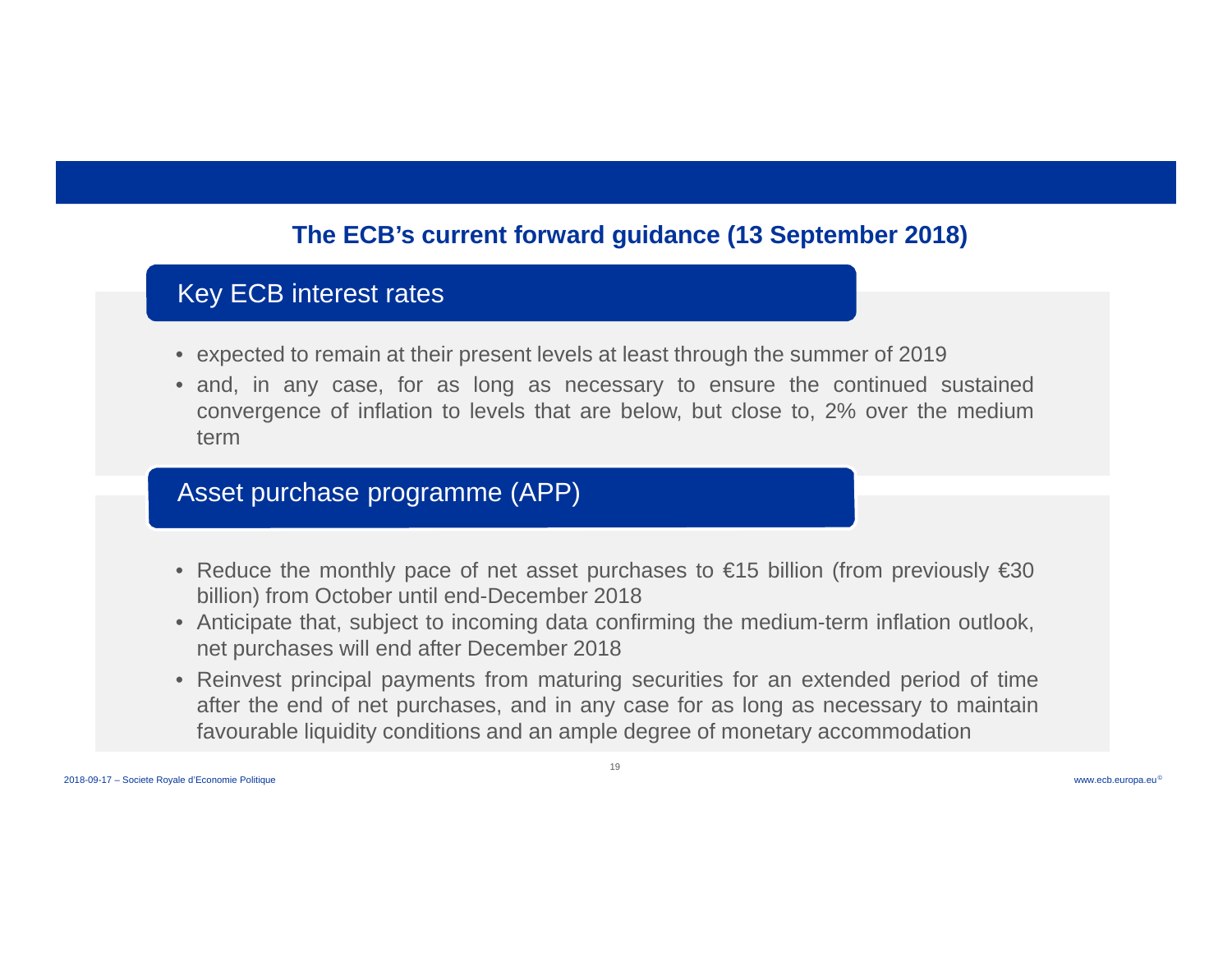# The ECB's current forward guidance (13 September 2018)

## Key ECB interest rates

- expected to remain at their present levels at least through the summer of 2019
- and, in any case, for as long as necessary to ensure the continued sustained convergence of inflation to levels that are below, but close to, 2% over the medium term

## Asset purchase programme (APP)

- Reduce the monthly pace of net asset purchases to €15 billion (from previously €30 billion) from October until end-December 2018
- Anticipate that, subject to incoming data confirming the medium-term inflation outlook, net purchases will end after December 2018
- Reinvest principal payments from maturing securities for an extended period of time after the end of net purchases, and in any case for as long as necessary to maintain favourable liquidity conditions and an ample degree of monetary accommodation